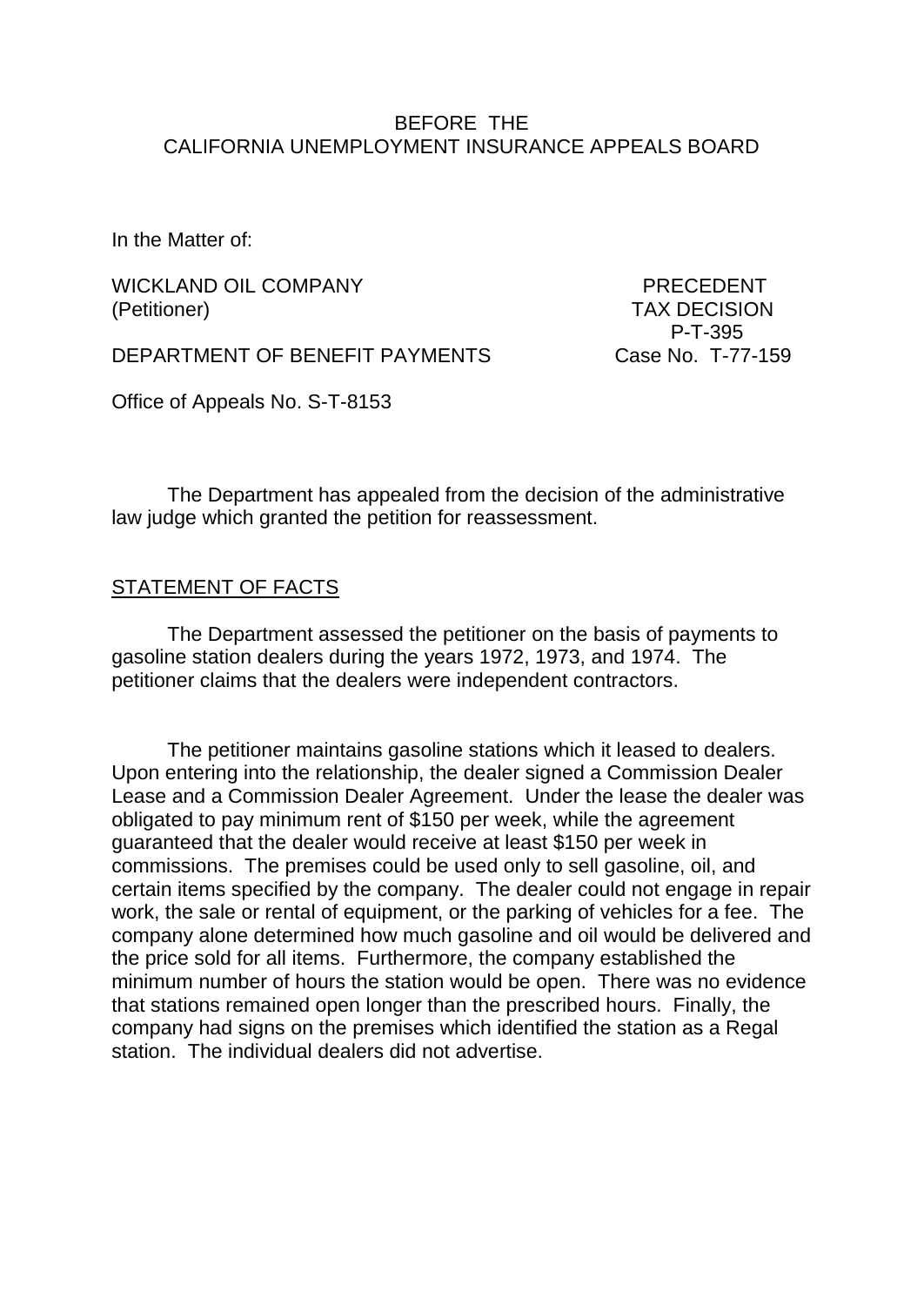BEFORE THE
CALIFORNIA UNEMPLOYMENT INSURANCE APPEALS BOARD

In the Matter of:

WICKLAND OIL COMPANY
(Petitioner)

DEPARTMENT OF BENEFIT PAYMENTS

PRECEDENT
TAX DECISION
P-T-395
Case No. T-77-159

Office of Appeals No. S-T-8153

The Department has appealed from the decision of the administrative law judge which granted the petition for reassessment.

## STATEMENT OF FACTS

The Department assessed the petitioner on the basis of payments to gasoline station dealers during the years 1972, 1973, and 1974. The petitioner claims that the dealers were independent contractors.

The petitioner maintains gasoline stations which it leased to dealers. Upon entering into the relationship, the dealer signed a Commission Dealer Lease and a Commission Dealer Agreement. Under the lease the dealer was obligated to pay minimum rent of $150 per week, while the agreement guaranteed that the dealer would receive at least $150 per week in commissions. The premises could be used only to sell gasoline, oil, and certain items specified by the company. The dealer could not engage in repair work, the sale or rental of equipment, or the parking of vehicles for a fee. The company alone determined how much gasoline and oil would be delivered and the price sold for all items. Furthermore, the company established the minimum number of hours the station would be open. There was no evidence that stations remained open longer than the prescribed hours. Finally, the company had signs on the premises which identified the station as a Regal station. The individual dealers did not advertise.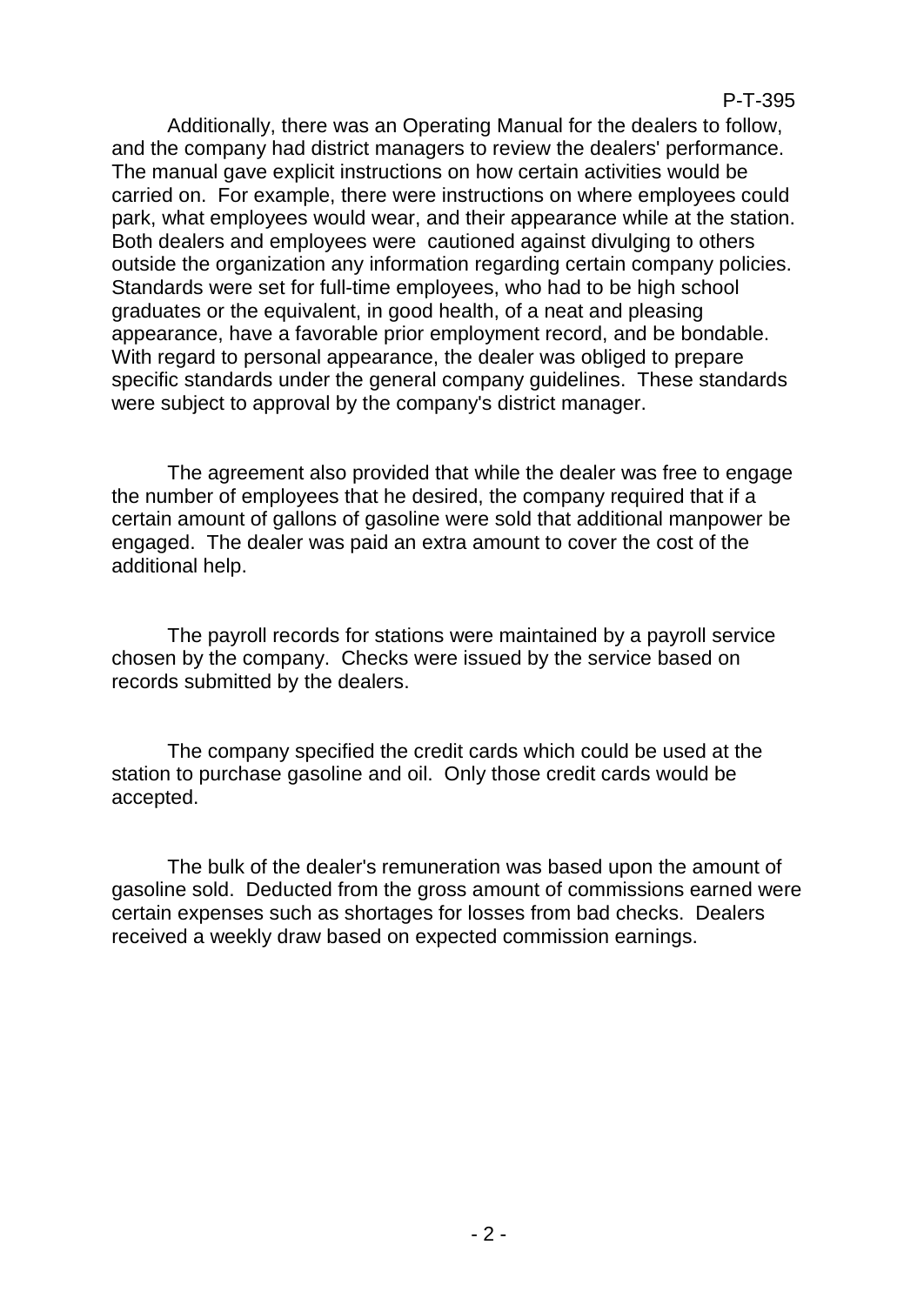Additionally, there was an Operating Manual for the dealers to follow, and the company had district managers to review the dealers' performance. The manual gave explicit instructions on how certain activities would be carried on. For example, there were instructions on where employees could park, what employees would wear, and their appearance while at the station. Both dealers and employees were cautioned against divulging to others outside the organization any information regarding certain company policies. Standards were set for full-time employees, who had to be high school graduates or the equivalent, in good health, of a neat and pleasing appearance, have a favorable prior employment record, and be bondable. With regard to personal appearance, the dealer was obliged to prepare specific standards under the general company guidelines. These standards were subject to approval by the company's district manager.

The agreement also provided that while the dealer was free to engage the number of employees that he desired, the company required that if a certain amount of gallons of gasoline were sold that additional manpower be engaged. The dealer was paid an extra amount to cover the cost of the additional help.

The payroll records for stations were maintained by a payroll service chosen by the company. Checks were issued by the service based on records submitted by the dealers.

The company specified the credit cards which could be used at the station to purchase gasoline and oil. Only those credit cards would be accepted.

The bulk of the dealer's remuneration was based upon the amount of gasoline sold. Deducted from the gross amount of commissions earned were certain expenses such as shortages for losses from bad checks. Dealers received a weekly draw based on expected commission earnings.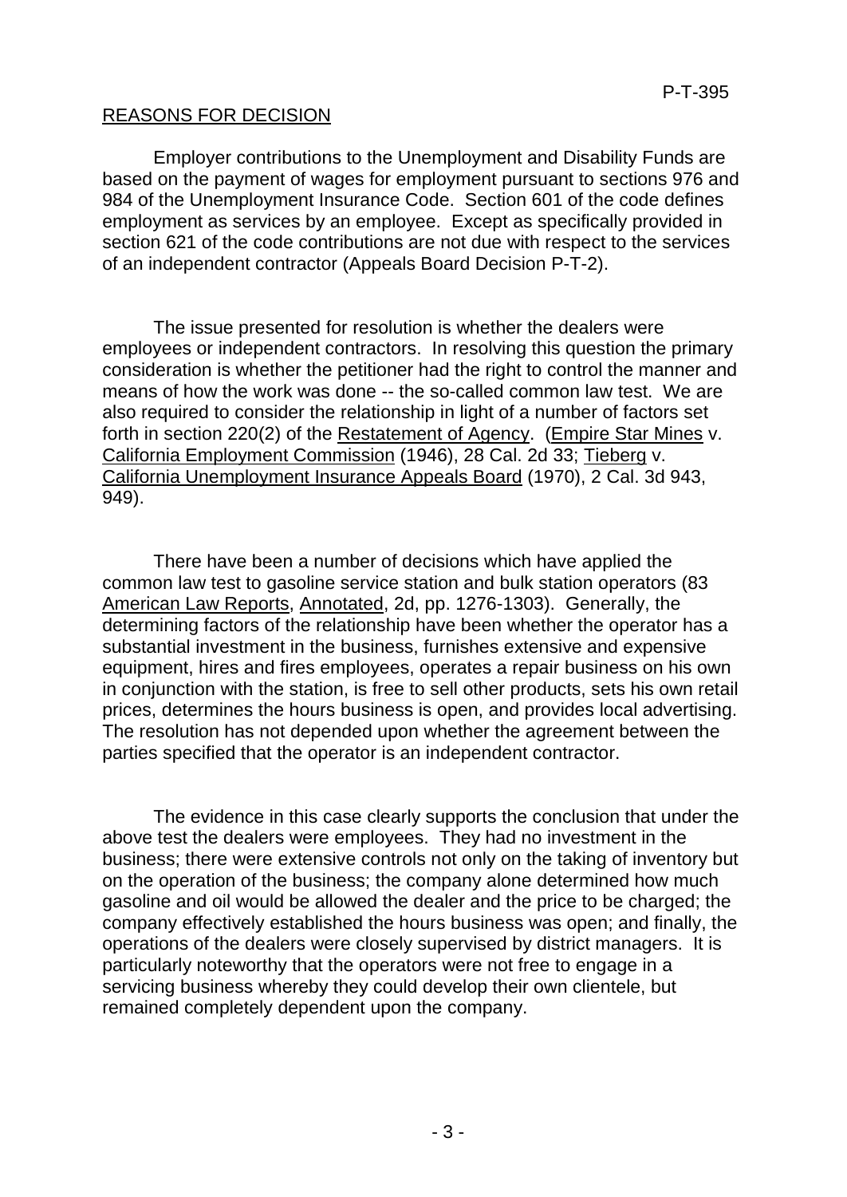## REASONS FOR DECISION

Employer contributions to the Unemployment and Disability Funds are based on the payment of wages for employment pursuant to sections 976 and 984 of the Unemployment Insurance Code. Section 601 of the code defines employment as services by an employee. Except as specifically provided in section 621 of the code contributions are not due with respect to the services of an independent contractor (Appeals Board Decision P-T-2).

The issue presented for resolution is whether the dealers were employees or independent contractors. In resolving this question the primary consideration is whether the petitioner had the right to control the manner and means of how the work was done -- the so-called common law test. We are also required to consider the relationship in light of a number of factors set forth in section 220(2) of the Restatement of Agency. (Empire Star Mines v. California Employment Commission (1946), 28 Cal. 2d 33; Tieberg v. California Unemployment Insurance Appeals Board (1970), 2 Cal. 3d 943, 949).

There have been a number of decisions which have applied the common law test to gasoline service station and bulk station operators (83 American Law Reports, Annotated, 2d, pp. 1276-1303). Generally, the determining factors of the relationship have been whether the operator has a substantial investment in the business, furnishes extensive and expensive equipment, hires and fires employees, operates a repair business on his own in conjunction with the station, is free to sell other products, sets his own retail prices, determines the hours business is open, and provides local advertising. The resolution has not depended upon whether the agreement between the parties specified that the operator is an independent contractor.

The evidence in this case clearly supports the conclusion that under the above test the dealers were employees. They had no investment in the business; there were extensive controls not only on the taking of inventory but on the operation of the business; the company alone determined how much gasoline and oil would be allowed the dealer and the price to be charged; the company effectively established the hours business was open; and finally, the operations of the dealers were closely supervised by district managers. It is particularly noteworthy that the operators were not free to engage in a servicing business whereby they could develop their own clientele, but remained completely dependent upon the company.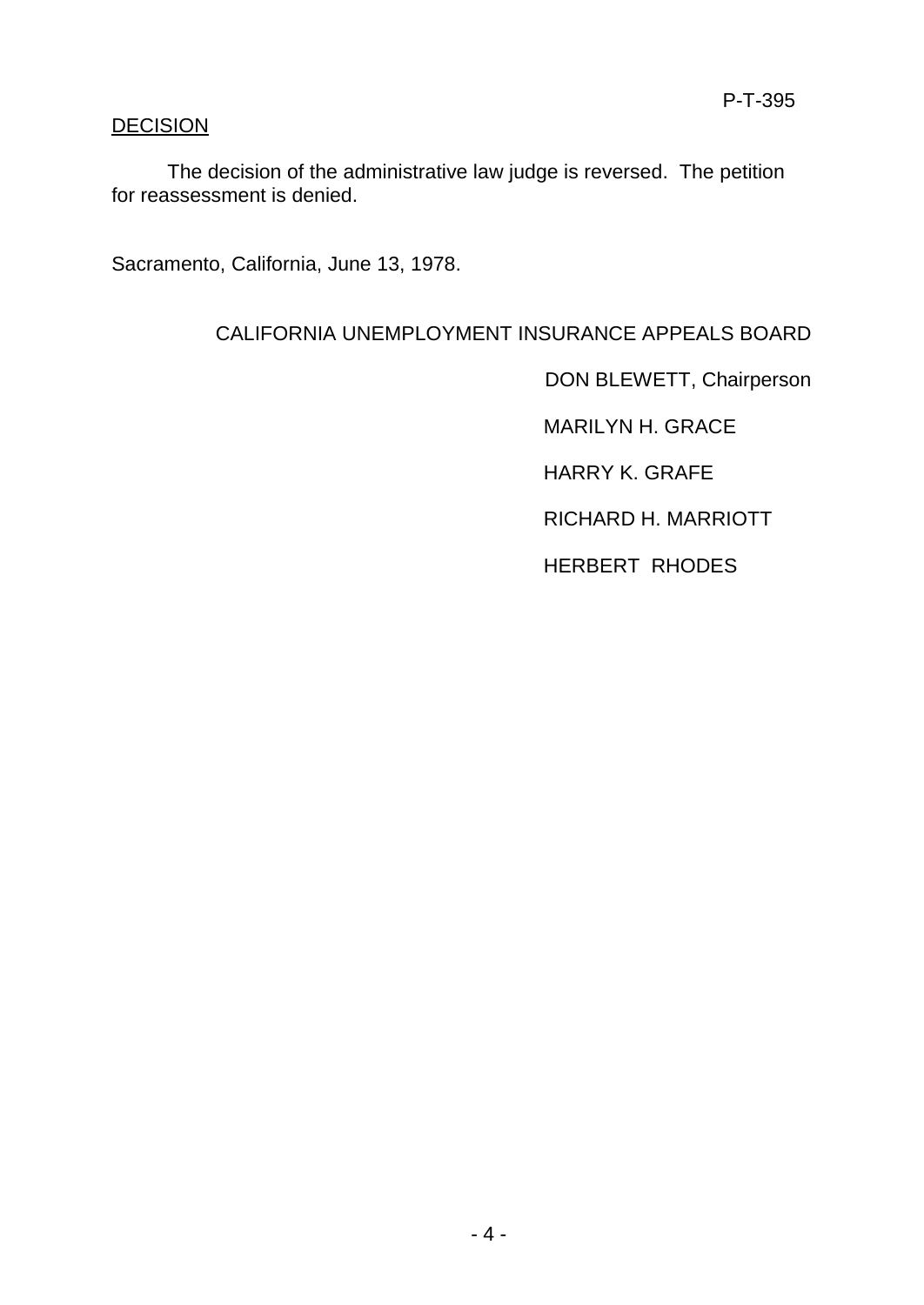## DECISION

The decision of the administrative law judge is reversed. The petition for reassessment is denied.

Sacramento, California, June 13, 1978.

CALIFORNIA UNEMPLOYMENT INSURANCE APPEALS BOARD

DON BLEWETT, Chairperson

MARILYN H. GRACE

HARRY K. GRAFE

RICHARD H. MARRIOTT

HERBERT RHODES